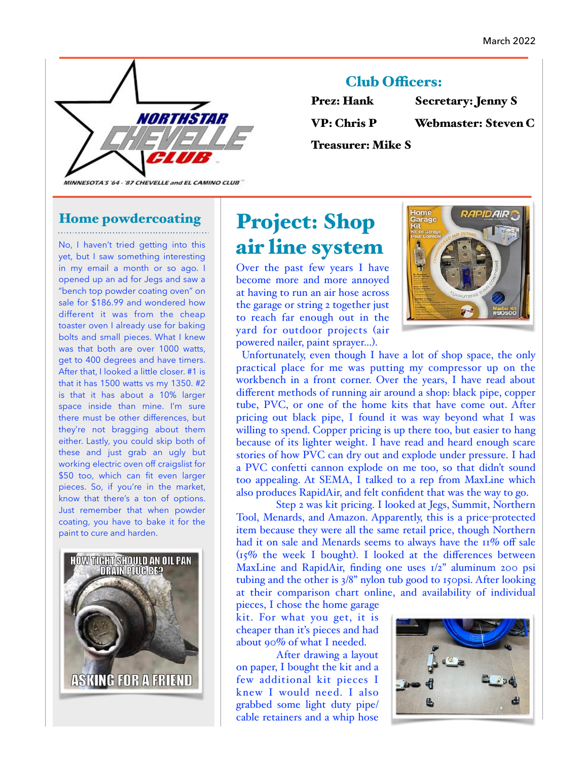March 2022

## Club Officers:

**Prez: Hank** | **Secretary: Jenny S**

**VP: Chris P** | **Webmaster: Steven C**

**Treasurer: Mike S**

## Home powdercoating

No, I haven't tried getting into this yet, but I saw something interesting in my email a month or so ago. I opened up an ad for Jegs and saw a "bench top powder coating oven" on sale for $186.99 and wondered how different it was from the cheap toaster oven I already use for baking bolts and small pieces. What I knew was that both are over 1000 watts, get to 400 degrees and have timers. After that, I looked a little closer. #1 is that it has 1500 watts vs my 1350. #2 is that it has about a 10% larger space inside than mine. I'm sure there must be other differences, but they're not bragging about them either. Lastly, you could skip both of these and just grab an ugly but working electric oven off craigslist for $50 too, which can fit even larger pieces. So, if you're in the market, know that there's a ton of options. Just remember that when powder coating, you have to bake it for the paint to cure and harden.

# Project: Shop air line system

Over the past few years I have become more and more annoyed at having to run an air hose across the garage or string 2 together just to reach far enough out in the yard for outdoor projects (air powered nailer, paint sprayer...).

Unfortunately, even though I have a lot of shop space, the only practical place for me was putting my compressor up on the workbench in a front corner. Over the years, I have read about different methods of running air around a shop: black pipe, copper tube, PVC, or one of the home kits that have come out. After pricing out black pipe, I found it was way beyond what I was willing to spend. Copper pricing is up there too, but easier to hang because of its lighter weight. I have read and heard enough scare stories of how PVC can dry out and explode under pressure. I had a PVC confetti cannon explode on me too, so that didn't sound too appealing. At SEMA, I talked to a rep from MaxLine which also produces RapidAir, and felt confident that was the way to go.

Step 2 was kit pricing. I looked at Jegs, Summit, Northern Tool, Menards, and Amazon. Apparently, this is a price-protected item because they were all the same retail price, though Northern had it on sale and Menards seems to always have the 11% off sale (15% the week I bought). I looked at the differences between MaxLine and RapidAir, finding one uses 1/2" aluminum 200 psi tubing and the other is 3/8" nylon tub good to 150psi. After looking at their comparison chart online, and availability of individual pieces, I chose the home garage kit. For what you get, it is cheaper than it's pieces and had about 90% of what I needed.

After drawing a layout on paper, I bought the kit and a few additional kit pieces I knew I would need. I also grabbed some light duty pipe/cable retainers and a whip hose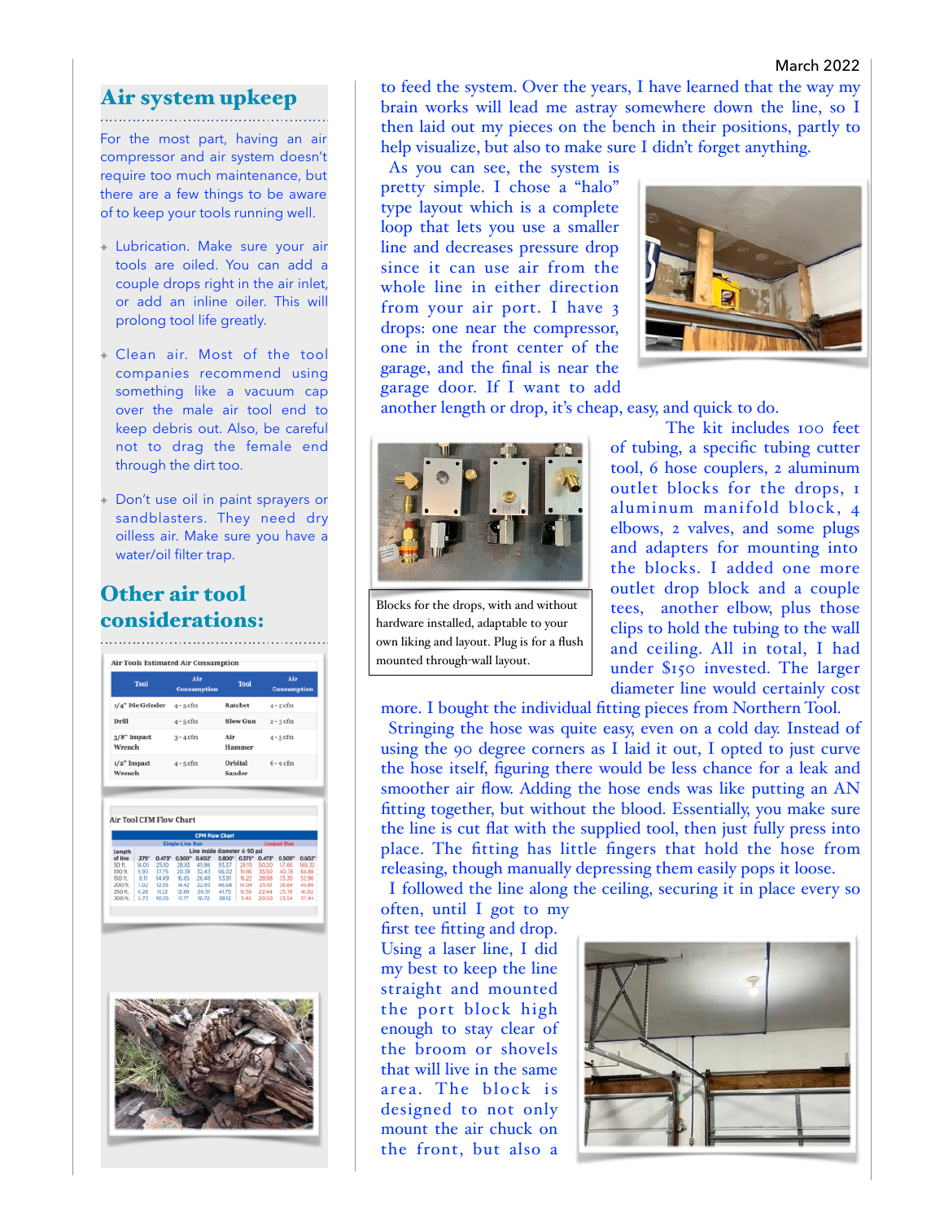## Air system upkeep

For the most part, having an air compressor and air system doesn't require too much maintenance, but there are a few things to be aware of to keep your tools running well.

- Lubrication. Make sure your air tools are oiled. You can add a couple drops right in the air inlet, or add an inline oiler. This will prolong tool life greatly.
- Clean air. Most of the tool companies recommend using something like a vacuum cap over the male air tool end to keep debris out. Also, be careful not to drag the female end through the dirt too.
- Don't use oil in paint sprayers or sandblasters. They need dry oilless air. Make sure you have a water/oil filter trap.

## Other air tool considerations:

Air Tools Estimated Air Consumption

| Tool | Air Consumption | Tool | Air Consumption |
|---|---|---|---|
| 1/4" Die Grinder | 4 - 5 cfm | Ratchet | 4 - 5 cfm |
| Drill | 4 - 5 cfm | Blow Gun | 2 - 3 cfm |
| 3/8" Impact Wrench | 3 - 4 cfm | Air Hammer | 4 - 5 cfm |
| 1/2" Impact Wrench | 4 - 5 cfm | Orbital Sander | 6 - 9 cfm |

Air Tool CFM Flow Chart

CFM Flow Chart

| Length of line | Single-Line Run .375" | 0.473" | 0.500" | 0.602" | 0.800" | Looped Run .375" | 0.473" | 0.500" | 0.602" |
|---|---|---|---|---|---|---|---|---|---|
| 50 ft. | 14.05 | 25.10 | 28.83 | 45.86 | 93.37 | 28.10 | 50.20 | 57.66 | 169.32 |
| 100 ft. | 9.93 | 17.75 | 20.39 | 32.43 | 66.02 | 19.86 | 35.50 | 40.78 | 64.86 |
| 150 ft. | 8.11 | 14.49 | 16.65 | 26.48 | 53.91 | 16.22 | 28.98 | 33.30 | 52.96 |
| 200 ft. | 7.02 | 12.55 | 14.42 | 22.93 | 46.68 | 14.04 | 25.10 | 28.84 | 45.86 |
| 250 ft. | 6.28 | 11.22 | 12.89 | 20.51 | 41.75 | 12.56 | 22.44 | 25.78 | 41.02 |
| 300 ft. | 5.73 | 10.25 | 11.77 | 18.72 | 38.12 | 11.46 | 20.50 | 23.54 | 37.44 |

to feed the system. Over the years, I have learned that the way my brain works will lead me astray somewhere down the line, so I then laid out my pieces on the bench in their positions, partly to help visualize, but also to make sure I didn't forget anything.

As you can see, the system is pretty simple. I chose a "halo" type layout which is a complete loop that lets you use a smaller line and decreases pressure drop since it can use air from the whole line in either direction from your air port. I have 3 drops: one near the compressor, one in the front center of the garage, and the final is near the garage door. If I want to add another length or drop, it's cheap, easy, and quick to do.

Blocks for the drops, with and without hardware installed, adaptable to your own liking and layout. Plug is for a flush mounted through-wall layout.

The kit includes 100 feet of tubing, a specific tubing cutter tool, 6 hose couplers, 2 aluminum outlet blocks for the drops, 1 aluminum manifold block, 4 elbows, 2 valves, and some plugs and adapters for mounting into the blocks. I added one more outlet drop block and a couple tees, another elbow, plus those clips to hold the tubing to the wall and ceiling. All in total, I had under $150 invested. The larger diameter line would certainly cost more. I bought the individual fitting pieces from Northern Tool.

Stringing the hose was quite easy, even on a cold day. Instead of using the 90 degree corners as I laid it out, I opted to just curve the hose itself, figuring there would be less chance for a leak and smoother air flow. Adding the hose ends was like putting an AN fitting together, but without the blood. Essentially, you make sure the line is cut flat with the supplied tool, then just fully press into place. The fitting has little fingers that hold the hose from releasing, though manually depressing them easily pops it loose.

I followed the line along the ceiling, securing it in place every so often, until I got to my first tee fitting and drop. Using a laser line, I did my best to keep the line straight and mounted the port block high enough to stay clear of the broom or shovels that will live in the same area. The block is designed to not only mount the air chuck on the front, but also a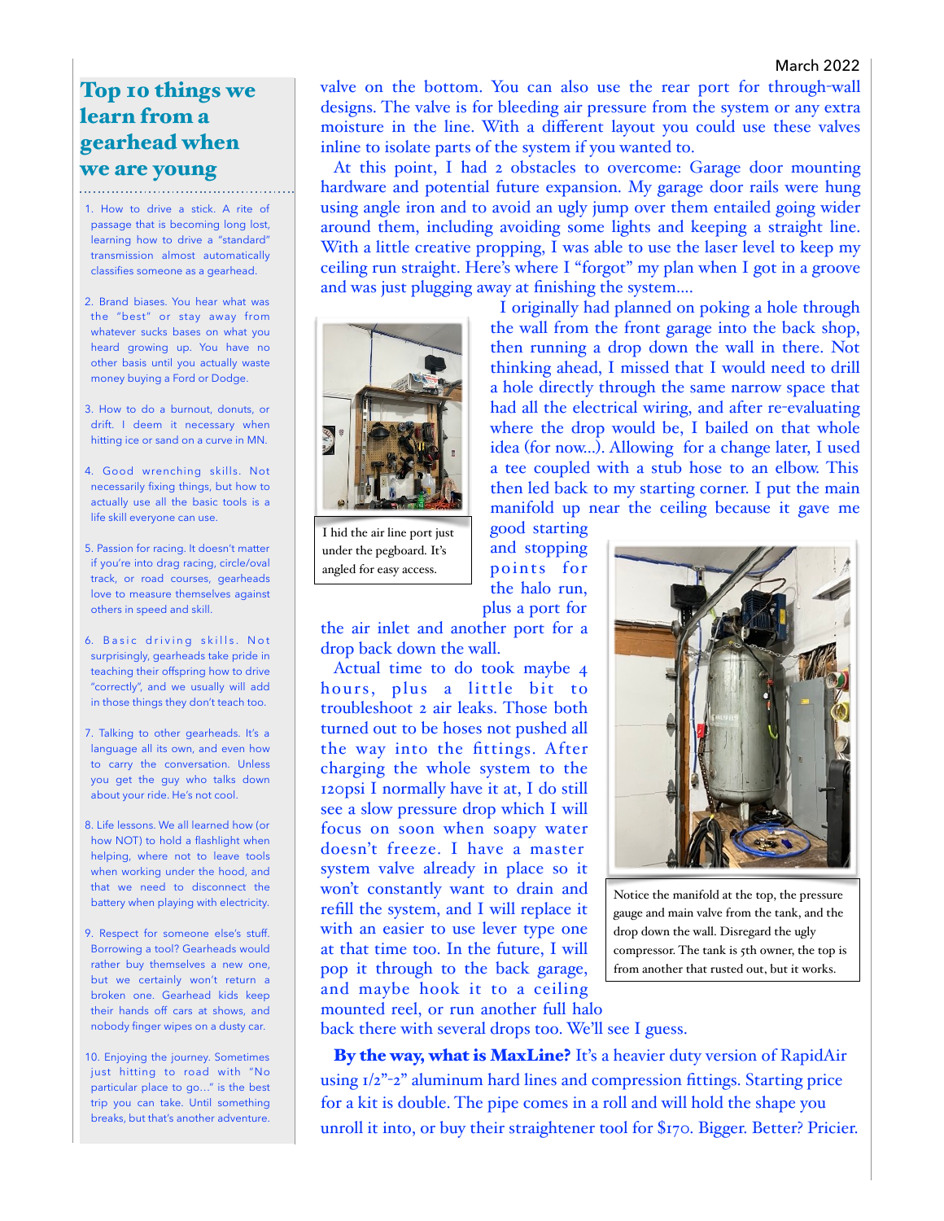## Top 10 things we learn from a gearhead when we are young

1. How to drive a stick. A rite of passage that is becoming long lost, learning how to drive a "standard" transmission almost automatically classifies someone as a gearhead.

2. Brand biases. You hear what was the "best" or stay away from whatever sucks bases on what you heard growing up. You have no other basis until you actually waste money buying a Ford or Dodge.

3. How to do a burnout, donuts, or drift. I deem it necessary when hitting ice or sand on a curve in MN.

4. Good wrenching skills. Not necessarily fixing things, but how to actually use all the basic tools is a life skill everyone can use.

5. Passion for racing. It doesn't matter if you're into drag racing, circle/oval track, or road courses, gearheads love to measure themselves against others in speed and skill.

6. Basic driving skills. Not surprisingly, gearheads take pride in teaching their offspring how to drive "correctly", and we usually will add in those things they don't teach too.

7. Talking to other gearheads. It's a language all its own, and even how to carry the conversation. Unless you get the guy who talks down about your ride. He's not cool.

8. Life lessons. We all learned how (or how NOT) to hold a flashlight when helping, where not to leave tools when working under the hood, and that we need to disconnect the battery when playing with electricity.

9. Respect for someone else's stuff. Borrowing a tool? Gearheads would rather buy themselves a new one, but we certainly won't return a broken one. Gearhead kids keep their hands off cars at shows, and nobody finger wipes on a dusty car.

10. Enjoying the journey. Sometimes just hitting to road with "No particular place to go..." is the best trip you can take. Until something breaks, but that's another adventure.

valve on the bottom. You can also use the rear port for through-wall designs. The valve is for bleeding air pressure from the system or any extra moisture in the line. With a different layout you could use these valves inline to isolate parts of the system if you wanted to.

At this point, I had 2 obstacles to overcome: Garage door mounting hardware and potential future expansion. My garage door rails were hung using angle iron and to avoid an ugly jump over them entailed going wider around them, including avoiding some lights and keeping a straight line. With a little creative propping, I was able to use the laser level to keep my ceiling run straight. Here's where I "forgot" my plan when I got in a groove and was just plugging away at finishing the system....

I originally had planned on poking a hole through the wall from the front garage into the back shop, then running a drop down the wall in there. Not thinking ahead, I missed that I would need to drill a hole directly through the same narrow space that had all the electrical wiring, and after re-evaluating where the drop would be, I bailed on that whole idea (for now...). Allowing for a change later, I used a tee coupled with a stub hose to an elbow. This then led back to my starting corner. I put the main manifold up near the ceiling because it gave me good starting and stopping points for the halo run, plus a port for the air inlet and another port for a drop back down the wall.

I hid the air line port just under the pegboard. It's angled for easy access.

Actual time to do took maybe 4 hours, plus a little bit to troubleshoot 2 air leaks. Those both turned out to be hoses not pushed all the way into the fittings. After charging the whole system to the 120psi I normally have it at, I do still see a slow pressure drop which I will focus on soon when soapy water doesn't freeze. I have a master system valve already in place so it won't constantly want to drain and refill the system, and I will replace it with an easier to use lever type one at that time too. In the future, I will pop it through to the back garage, and maybe hook it to a ceiling mounted reel, or run another full halo back there with several drops too. We'll see I guess.

Notice the manifold at the top, the pressure gauge and main valve from the tank, and the drop down the wall. Disregard the ugly compressor. The tank is 5th owner, the top is from another that rusted out, but it works.

**By the way, what is MaxLine?** It's a heavier duty version of RapidAir using 1/2"-2" aluminum hard lines and compression fittings. Starting price for a kit is double. The pipe comes in a roll and will hold the shape you unroll it into, or buy their straightener tool for $170. Bigger. Better? Pricier.